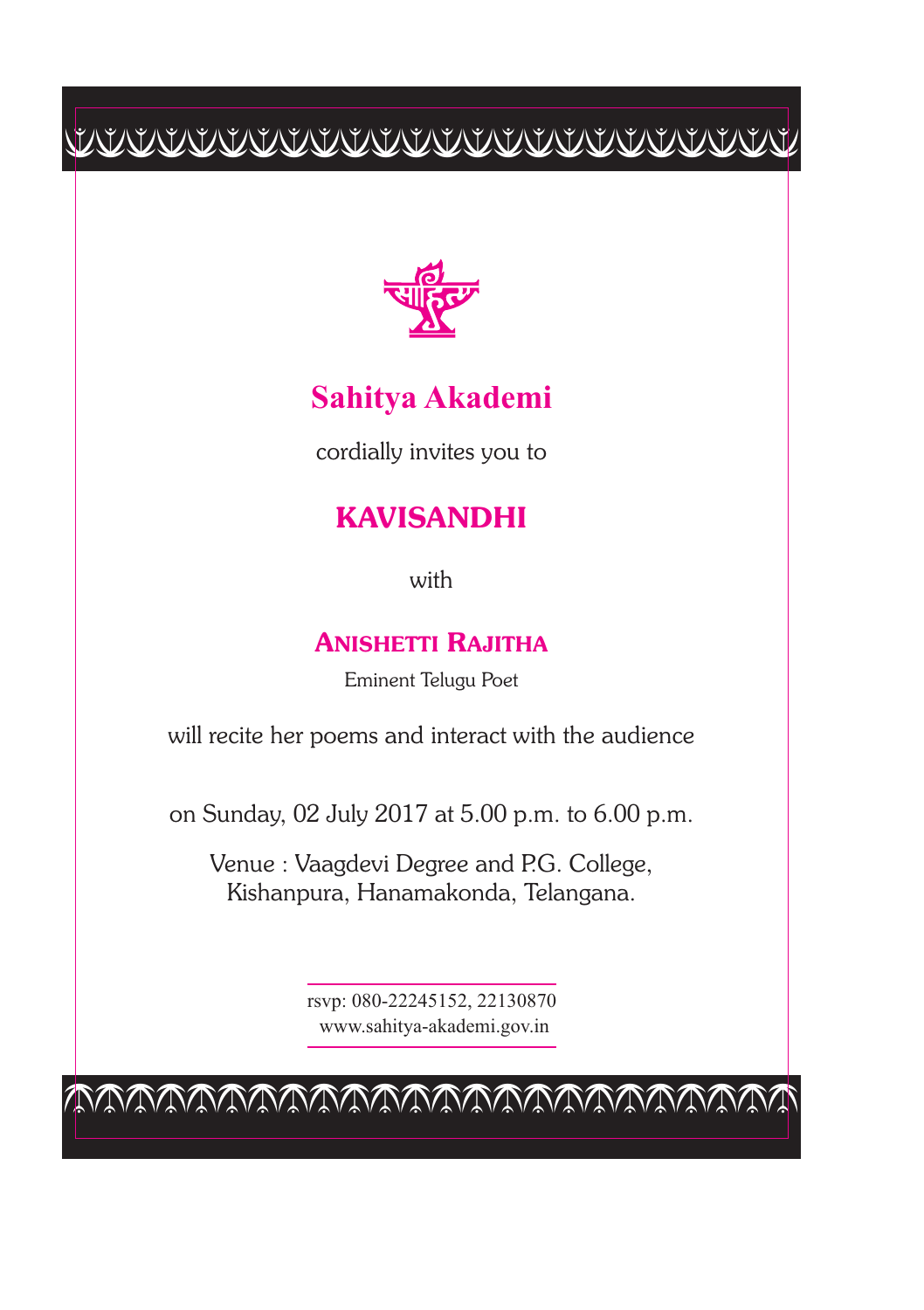# Sahitya Akademi

cordially invites you to

## KAVISANDHI

with

### ANISHETTI RAJITHA

Eminent Telugu Poet

will recite her poems and interact with the audience

on Sunday, 02 July 2017 at 5.00 p.m. to 6.00 p.m.

Venue : Vaagdevi Degree and P.G. College,
Kishanpura, Hanamakonda, Telangana.

rsvp: 080-22245152, 22130870
www.sahitya-akademi.gov.in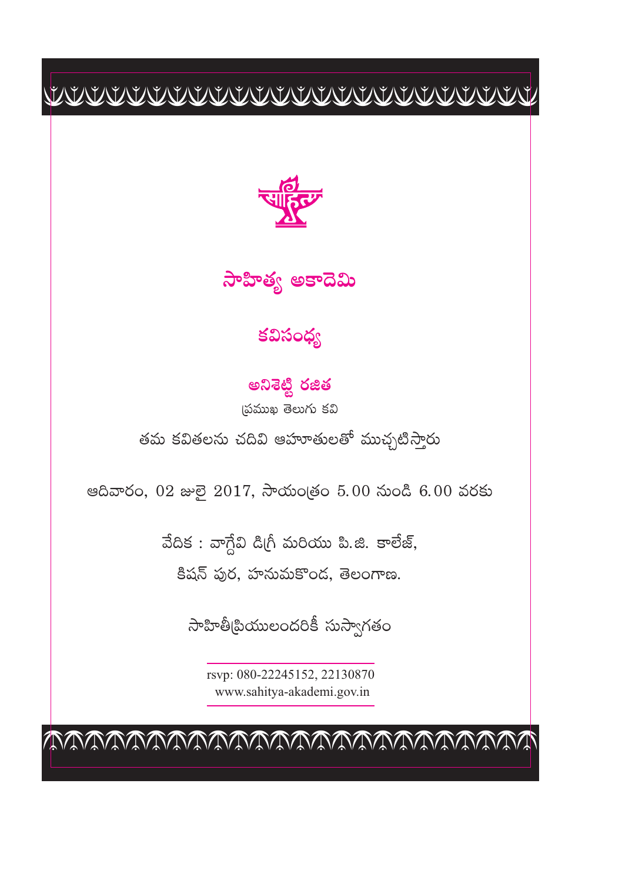# సాహిత్య అకాదెమి

## కవిసంధ్య

### అనిశెట్టి రజిత

ప్రముఖ తెలుగు కవి

తమ కవితలను చదివి ఆహూతులతో ముచ్చటిస్తారు

ఆదివారం, 02 జులై 2017, సాయంత్రం 5.00 నుండి 6.00 వరకు

వేదిక : వాగ్దేవి డిగ్రీ మరియు పి.జి. కాలేజ్,

కిషన్ పుర, హనుమకొండ, తెలంగాణ.

సాహితీప్రియులందరికీ సుస్వాగతం

rsvp: 080-22245152, 22130870
www.sahitya-akademi.gov.in